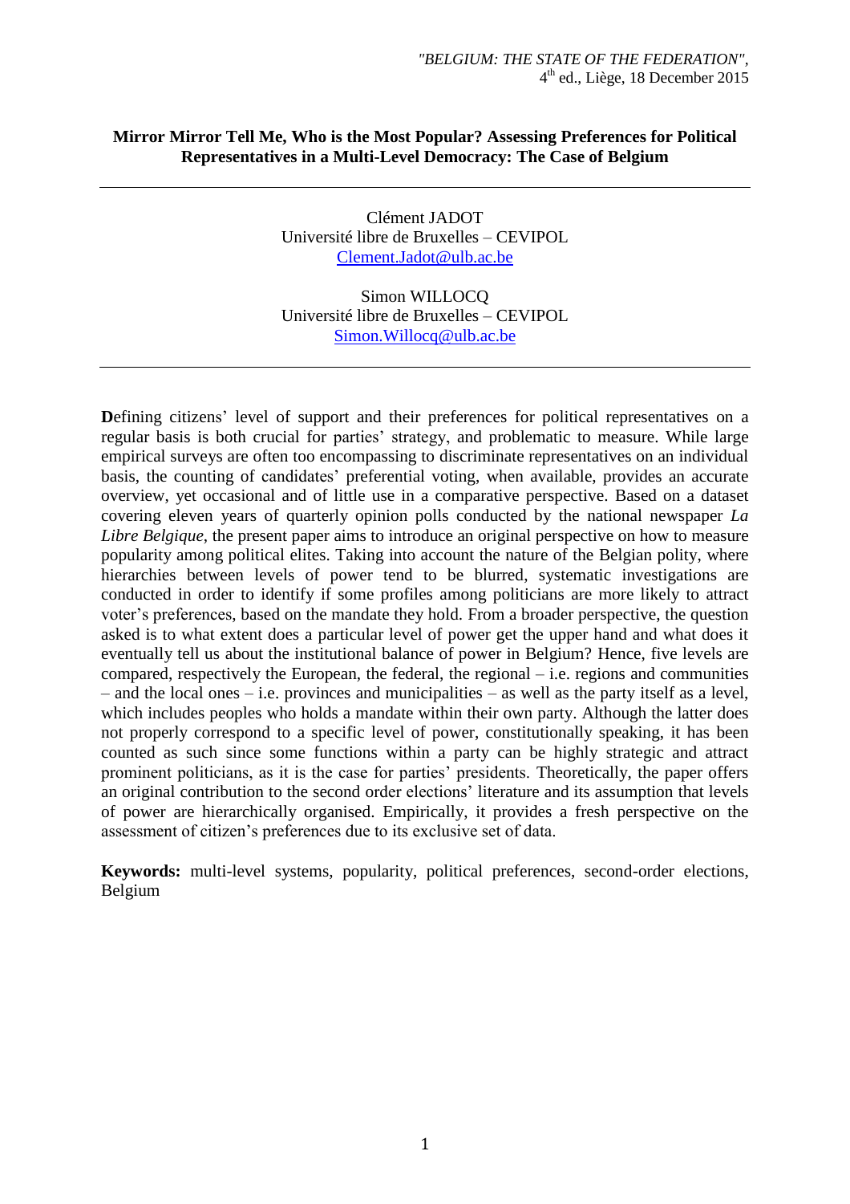"BELGIUM: THE STATE OF THE FEDERATION", 4th ed., Liège, 18 December 2015

# Mirror Mirror Tell Me, Who is the Most Popular? Assessing Preferences for Political Representatives in a Multi-Level Democracy: The Case of Belgium

---

Clément JADOT
Université libre de Bruxelles – CEVIPOL
Clement.Jadot@ulb.ac.be

Simon WILLOCQ
Université libre de Bruxelles – CEVIPOL
Simon.Willocq@ulb.ac.be

---

**D**efining citizens' level of support and their preferences for political representatives on a regular basis is both crucial for parties' strategy, and problematic to measure. While large empirical surveys are often too encompassing to discriminate representatives on an individual basis, the counting of candidates' preferential voting, when available, provides an accurate overview, yet occasional and of little use in a comparative perspective. Based on a dataset covering eleven years of quarterly opinion polls conducted by the national newspaper *La Libre Belgique*, the present paper aims to introduce an original perspective on how to measure popularity among political elites. Taking into account the nature of the Belgian polity, where hierarchies between levels of power tend to be blurred, systematic investigations are conducted in order to identify if some profiles among politicians are more likely to attract voter's preferences, based on the mandate they hold. From a broader perspective, the question asked is to what extent does a particular level of power get the upper hand and what does it eventually tell us about the institutional balance of power in Belgium? Hence, five levels are compared, respectively the European, the federal, the regional – i.e. regions and communities – and the local ones – i.e. provinces and municipalities – as well as the party itself as a level, which includes peoples who holds a mandate within their own party. Although the latter does not properly correspond to a specific level of power, constitutionally speaking, it has been counted as such since some functions within a party can be highly strategic and attract prominent politicians, as it is the case for parties' presidents. Theoretically, the paper offers an original contribution to the second order elections' literature and its assumption that levels of power are hierarchically organised. Empirically, it provides a fresh perspective on the assessment of citizen's preferences due to its exclusive set of data.

**Keywords:** multi-level systems, popularity, political preferences, second-order elections, Belgium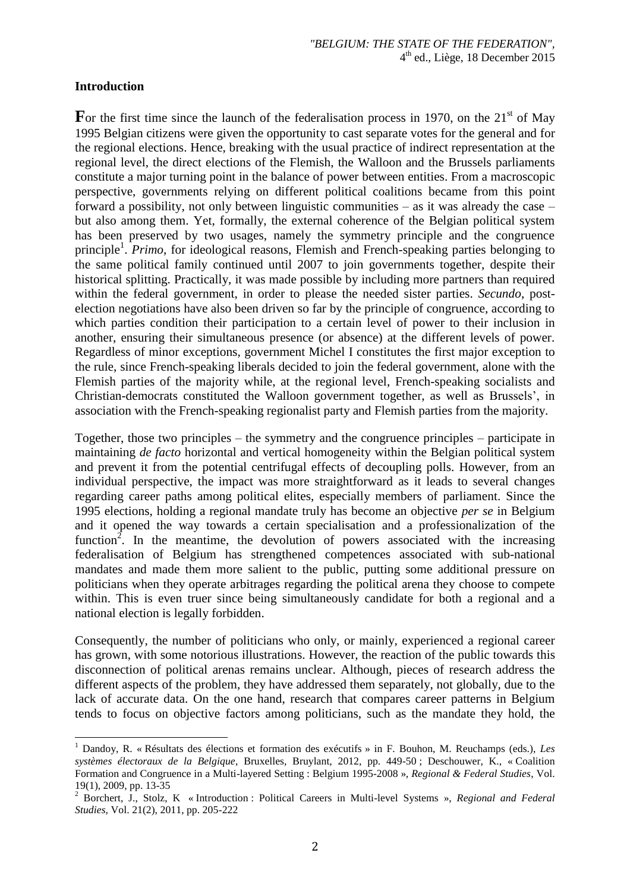## Introduction

**F**or the first time since the launch of the federalisation process in 1970, on the 21st of May 1995 Belgian citizens were given the opportunity to cast separate votes for the general and for the regional elections. Hence, breaking with the usual practice of indirect representation at the regional level, the direct elections of the Flemish, the Walloon and the Brussels parliaments constitute a major turning point in the balance of power between entities. From a macroscopic perspective, governments relying on different political coalitions became from this point forward a possibility, not only between linguistic communities – as it was already the case – but also among them. Yet, formally, the external coherence of the Belgian political system has been preserved by two usages, namely the symmetry principle and the congruence principle[1]. *Primo*, for ideological reasons, Flemish and French-speaking parties belonging to the same political family continued until 2007 to join governments together, despite their historical splitting. Practically, it was made possible by including more partners than required within the federal government, in order to please the needed sister parties. *Secundo*, post-election negotiations have also been driven so far by the principle of congruence, according to which parties condition their participation to a certain level of power to their inclusion in another, ensuring their simultaneous presence (or absence) at the different levels of power. Regardless of minor exceptions, government Michel I constitutes the first major exception to the rule, since French-speaking liberals decided to join the federal government, alone with the Flemish parties of the majority while, at the regional level, French-speaking socialists and Christian-democrats constituted the Walloon government together, as well as Brussels', in association with the French-speaking regionalist party and Flemish parties from the majority.

Together, those two principles – the symmetry and the congruence principles – participate in maintaining *de facto* horizontal and vertical homogeneity within the Belgian political system and prevent it from the potential centrifugal effects of decoupling polls. However, from an individual perspective, the impact was more straightforward as it leads to several changes regarding career paths among political elites, especially members of parliament. Since the 1995 elections, holding a regional mandate truly has become an objective *per se* in Belgium and it opened the way towards a certain specialisation and a professionalization of the function[2]. In the meantime, the devolution of powers associated with the increasing federalisation of Belgium has strengthened competences associated with sub-national mandates and made them more salient to the public, putting some additional pressure on politicians when they operate arbitrages regarding the political arena they choose to compete within. This is even truer since being simultaneously candidate for both a regional and a national election is legally forbidden.

Consequently, the number of politicians who only, or mainly, experienced a regional career has grown, with some notorious illustrations. However, the reaction of the public towards this disconnection of political arenas remains unclear. Although, pieces of research address the different aspects of the problem, they have addressed them separately, not globally, due to the lack of accurate data. On the one hand, research that compares career patterns in Belgium tends to focus on objective factors among politicians, such as the mandate they hold, the

---

[1] Dandoy, R. « Résultats des élections et formation des exécutifs » in F. Bouhon, M. Reuchamps (eds.), *Les systèmes électoraux de la Belgique*, Bruxelles, Bruylant, 2012, pp. 449-50 ; Deschouwer, K., « Coalition Formation and Congruence in a Multi-layered Setting : Belgium 1995-2008 », *Regional & Federal Studies*, Vol. 19(1), 2009, pp. 13-35

[2] Borchert, J., Stolz, K « Introduction : Political Careers in Multi-level Systems », *Regional and Federal Studies*, Vol. 21(2), 2011, pp. 205-222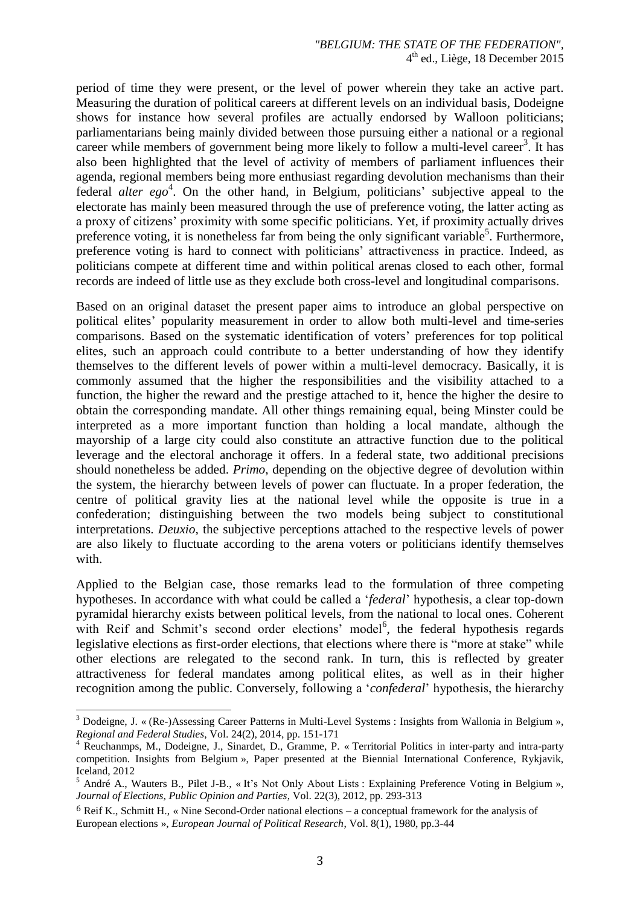period of time they were present, or the level of power wherein they take an active part. Measuring the duration of political careers at different levels on an individual basis, Dodeigne shows for instance how several profiles are actually endorsed by Walloon politicians; parliamentarians being mainly divided between those pursuing either a national or a regional career while members of government being more likely to follow a multi-level career[3]. It has also been highlighted that the level of activity of members of parliament influences their agenda, regional members being more enthusiast regarding devolution mechanisms than their federal *alter ego*[4]. On the other hand, in Belgium, politicians' subjective appeal to the electorate has mainly been measured through the use of preference voting, the latter acting as a proxy of citizens' proximity with some specific politicians. Yet, if proximity actually drives preference voting, it is nonetheless far from being the only significant variable[5]. Furthermore, preference voting is hard to connect with politicians' attractiveness in practice. Indeed, as politicians compete at different time and within political arenas closed to each other, formal records are indeed of little use as they exclude both cross-level and longitudinal comparisons.

Based on an original dataset the present paper aims to introduce an global perspective on political elites' popularity measurement in order to allow both multi-level and time-series comparisons. Based on the systematic identification of voters' preferences for top political elites, such an approach could contribute to a better understanding of how they identify themselves to the different levels of power within a multi-level democracy. Basically, it is commonly assumed that the higher the responsibilities and the visibility attached to a function, the higher the reward and the prestige attached to it, hence the higher the desire to obtain the corresponding mandate. All other things remaining equal, being Minster could be interpreted as a more important function than holding a local mandate, although the mayorship of a large city could also constitute an attractive function due to the political leverage and the electoral anchorage it offers. In a federal state, two additional precisions should nonetheless be added. *Primo*, depending on the objective degree of devolution within the system, the hierarchy between levels of power can fluctuate. In a proper federation, the centre of political gravity lies at the national level while the opposite is true in a confederation; distinguishing between the two models being subject to constitutional interpretations. *Deuxio*, the subjective perceptions attached to the respective levels of power are also likely to fluctuate according to the arena voters or politicians identify themselves with.

Applied to the Belgian case, those remarks lead to the formulation of three competing hypotheses. In accordance with what could be called a '*federal*' hypothesis, a clear top-down pyramidal hierarchy exists between political levels, from the national to local ones. Coherent with Reif and Schmit's second order elections' model[6], the federal hypothesis regards legislative elections as first-order elections, that elections where there is "more at stake" while other elections are relegated to the second rank. In turn, this is reflected by greater attractiveness for federal mandates among political elites, as well as in their higher recognition among the public. Conversely, following a '*confederal*' hypothesis, the hierarchy

---

[3] Dodeigne, J. « (Re-)Assessing Career Patterns in Multi-Level Systems : Insights from Wallonia in Belgium », *Regional and Federal Studies*, Vol. 24(2), 2014, pp. 151-171

[4] Reuchanmps, M., Dodeigne, J., Sinardet, D., Gramme, P. « Territorial Politics in inter-party and intra-party competition. Insights from Belgium », Paper presented at the Biennial International Conference, Rykjavik, Iceland, 2012

[5] André A., Wauters B., Pilet J-B., « It's Not Only About Lists : Explaining Preference Voting in Belgium », *Journal of Elections, Public Opinion and Parties*, Vol. 22(3), 2012, pp. 293-313

[6] Reif K., Schmitt H., « Nine Second-Order national elections – a conceptual framework for the analysis of European elections », *European Journal of Political Research*, Vol. 8(1), 1980, pp.3-44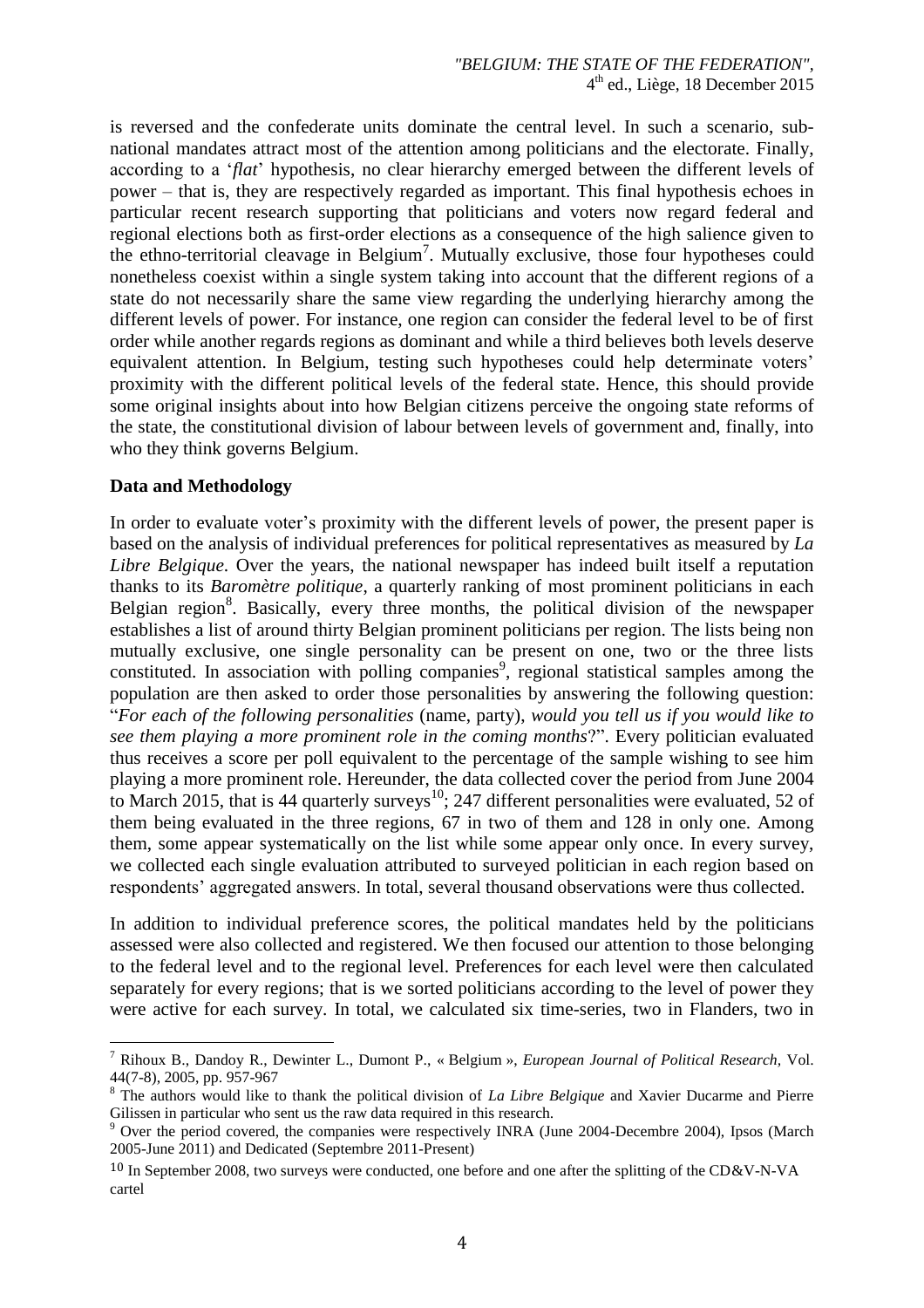is reversed and the confederate units dominate the central level. In such a scenario, sub-national mandates attract most of the attention among politicians and the electorate. Finally, according to a '*flat*' hypothesis, no clear hierarchy emerged between the different levels of power – that is, they are respectively regarded as important. This final hypothesis echoes in particular recent research supporting that politicians and voters now regard federal and regional elections both as first-order elections as a consequence of the high salience given to the ethno-territorial cleavage in Belgium[7]. Mutually exclusive, those four hypotheses could nonetheless coexist within a single system taking into account that the different regions of a state do not necessarily share the same view regarding the underlying hierarchy among the different levels of power. For instance, one region can consider the federal level to be of first order while another regards regions as dominant and while a third believes both levels deserve equivalent attention. In Belgium, testing such hypotheses could help determinate voters' proximity with the different political levels of the federal state. Hence, this should provide some original insights about into how Belgian citizens perceive the ongoing state reforms of the state, the constitutional division of labour between levels of government and, finally, into who they think governs Belgium.

**Data and Methodology**

In order to evaluate voter's proximity with the different levels of power, the present paper is based on the analysis of individual preferences for political representatives as measured by *La Libre Belgique*. Over the years, the national newspaper has indeed built itself a reputation thanks to its *Baromètre politique*, a quarterly ranking of most prominent politicians in each Belgian region[8]. Basically, every three months, the political division of the newspaper establishes a list of around thirty Belgian prominent politicians per region. The lists being non mutually exclusive, one single personality can be present on one, two or the three lists constituted. In association with polling companies[9], regional statistical samples among the population are then asked to order those personalities by answering the following question: "*For each of the following personalities* (name, party), *would you tell us if you would like to see them playing a more prominent role in the coming months*?". Every politician evaluated thus receives a score per poll equivalent to the percentage of the sample wishing to see him playing a more prominent role. Hereunder, the data collected cover the period from June 2004 to March 2015, that is 44 quarterly surveys[10]; 247 different personalities were evaluated, 52 of them being evaluated in the three regions, 67 in two of them and 128 in only one. Among them, some appear systematically on the list while some appear only once. In every survey, we collected each single evaluation attributed to surveyed politician in each region based on respondents' aggregated answers. In total, several thousand observations were thus collected.

In addition to individual preference scores, the political mandates held by the politicians assessed were also collected and registered. We then focused our attention to those belonging to the federal level and to the regional level. Preferences for each level were then calculated separately for every regions; that is we sorted politicians according to the level of power they were active for each survey. In total, we calculated six time-series, two in Flanders, two in

---

[7] Rihoux B., Dandoy R., Dewinter L., Dumont P., « Belgium », *European Journal of Political Research*, Vol. 44(7-8), 2005, pp. 957-967

[8] The authors would like to thank the political division of *La Libre Belgique* and Xavier Ducarme and Pierre Gilissen in particular who sent us the raw data required in this research.

[9] Over the period covered, the companies were respectively INRA (June 2004-Decembre 2004), Ipsos (March 2005-June 2011) and Dedicated (Septembre 2011-Present)

[10] In September 2008, two surveys were conducted, one before and one after the splitting of the CD&V-N-VA cartel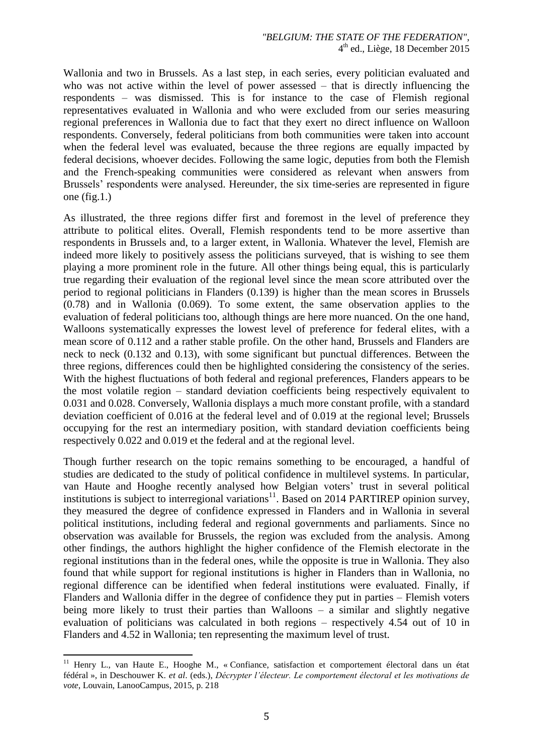Wallonia and two in Brussels. As a last step, in each series, every politician evaluated and who was not active within the level of power assessed – that is directly influencing the respondents – was dismissed. This is for instance to the case of Flemish regional representatives evaluated in Wallonia and who were excluded from our series measuring regional preferences in Wallonia due to fact that they exert no direct influence on Walloon respondents. Conversely, federal politicians from both communities were taken into account when the federal level was evaluated, because the three regions are equally impacted by federal decisions, whoever decides. Following the same logic, deputies from both the Flemish and the French-speaking communities were considered as relevant when answers from Brussels' respondents were analysed. Hereunder, the six time-series are represented in figure one (fig.1.)

As illustrated, the three regions differ first and foremost in the level of preference they attribute to political elites. Overall, Flemish respondents tend to be more assertive than respondents in Brussels and, to a larger extent, in Wallonia. Whatever the level, Flemish are indeed more likely to positively assess the politicians surveyed, that is wishing to see them playing a more prominent role in the future. All other things being equal, this is particularly true regarding their evaluation of the regional level since the mean score attributed over the period to regional politicians in Flanders (0.139) is higher than the mean scores in Brussels (0.78) and in Wallonia (0.069). To some extent, the same observation applies to the evaluation of federal politicians too, although things are here more nuanced. On the one hand, Walloons systematically expresses the lowest level of preference for federal elites, with a mean score of 0.112 and a rather stable profile. On the other hand, Brussels and Flanders are neck to neck (0.132 and 0.13), with some significant but punctual differences. Between the three regions, differences could then be highlighted considering the consistency of the series. With the highest fluctuations of both federal and regional preferences, Flanders appears to be the most volatile region – standard deviation coefficients being respectively equivalent to 0.031 and 0.028. Conversely, Wallonia displays a much more constant profile, with a standard deviation coefficient of 0.016 at the federal level and of 0.019 at the regional level; Brussels occupying for the rest an intermediary position, with standard deviation coefficients being respectively 0.022 and 0.019 et the federal and at the regional level.

Though further research on the topic remains something to be encouraged, a handful of studies are dedicated to the study of political confidence in multilevel systems. In particular, van Haute and Hooghe recently analysed how Belgian voters' trust in several political institutions is subject to interregional variations[11]. Based on 2014 PARTIREP opinion survey, they measured the degree of confidence expressed in Flanders and in Wallonia in several political institutions, including federal and regional governments and parliaments. Since no observation was available for Brussels, the region was excluded from the analysis. Among other findings, the authors highlight the higher confidence of the Flemish electorate in the regional institutions than in the federal ones, while the opposite is true in Wallonia. They also found that while support for regional institutions is higher in Flanders than in Wallonia, no regional difference can be identified when federal institutions were evaluated. Finally, if Flanders and Wallonia differ in the degree of confidence they put in parties – Flemish voters being more likely to trust their parties than Walloons – a similar and slightly negative evaluation of politicians was calculated in both regions – respectively 4.54 out of 10 in Flanders and 4.52 in Wallonia; ten representing the maximum level of trust.

[11] Henry L., van Haute E., Hooghe M., « Confiance, satisfaction et comportement électoral dans un état fédéral », in Deschouwer K. *et al.* (eds.), *Décrypter l'électeur. Le comportement électoral et les motivations de vote*, Louvain, LanooCampus, 2015, p. 218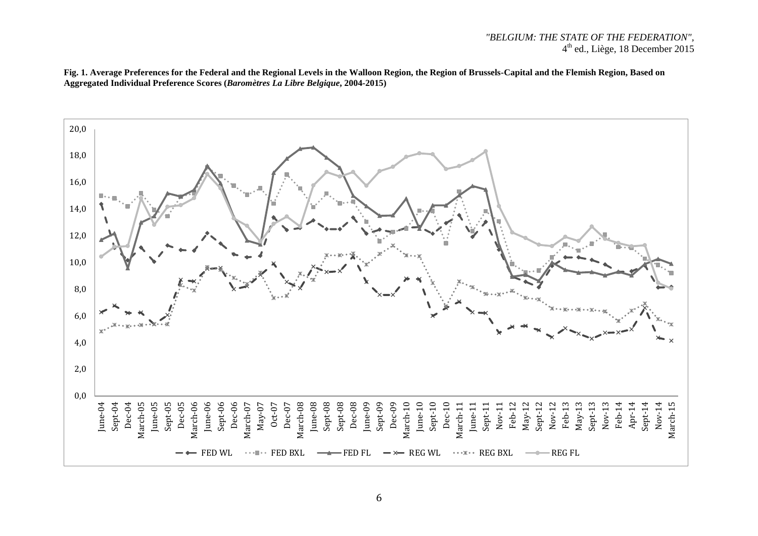**Fig. 1. Average Preferences for the Federal and the Regional Levels in the Walloon Region, the Region of Brussels-Capital and the Flemish Region, Based on Aggregated Individual Preference Scores (*Baromètres La Libre Belgique*, 2004-2015)**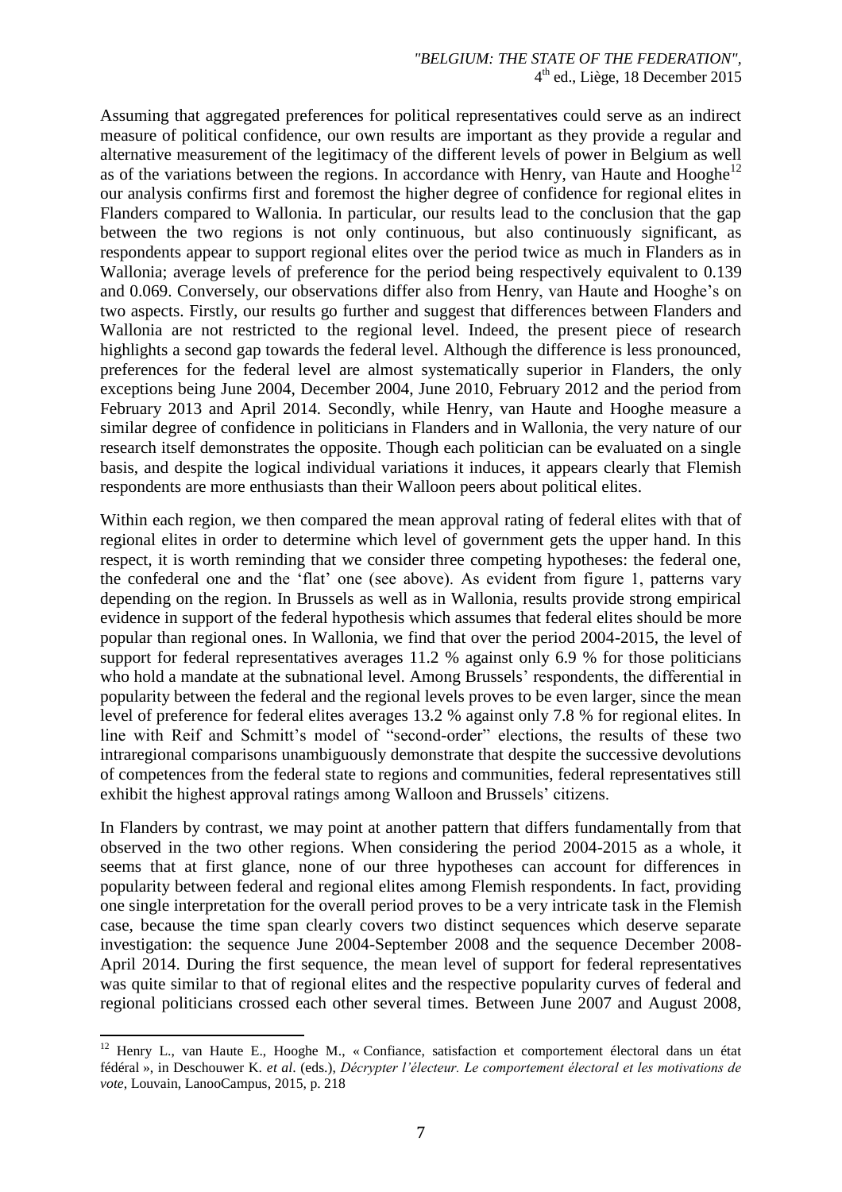Assuming that aggregated preferences for political representatives could serve as an indirect measure of political confidence, our own results are important as they provide a regular and alternative measurement of the legitimacy of the different levels of power in Belgium as well as of the variations between the regions. In accordance with Henry, van Haute and Hooghe[12] our analysis confirms first and foremost the higher degree of confidence for regional elites in Flanders compared to Wallonia. In particular, our results lead to the conclusion that the gap between the two regions is not only continuous, but also continuously significant, as respondents appear to support regional elites over the period twice as much in Flanders as in Wallonia; average levels of preference for the period being respectively equivalent to 0.139 and 0.069. Conversely, our observations differ also from Henry, van Haute and Hooghe's on two aspects. Firstly, our results go further and suggest that differences between Flanders and Wallonia are not restricted to the regional level. Indeed, the present piece of research highlights a second gap towards the federal level. Although the difference is less pronounced, preferences for the federal level are almost systematically superior in Flanders, the only exceptions being June 2004, December 2004, June 2010, February 2012 and the period from February 2013 and April 2014. Secondly, while Henry, van Haute and Hooghe measure a similar degree of confidence in politicians in Flanders and in Wallonia, the very nature of our research itself demonstrates the opposite. Though each politician can be evaluated on a single basis, and despite the logical individual variations it induces, it appears clearly that Flemish respondents are more enthusiasts than their Walloon peers about political elites.

Within each region, we then compared the mean approval rating of federal elites with that of regional elites in order to determine which level of government gets the upper hand. In this respect, it is worth reminding that we consider three competing hypotheses: the federal one, the confederal one and the 'flat' one (see above). As evident from figure 1, patterns vary depending on the region. In Brussels as well as in Wallonia, results provide strong empirical evidence in support of the federal hypothesis which assumes that federal elites should be more popular than regional ones. In Wallonia, we find that over the period 2004-2015, the level of support for federal representatives averages 11.2 % against only 6.9 % for those politicians who hold a mandate at the subnational level. Among Brussels' respondents, the differential in popularity between the federal and the regional levels proves to be even larger, since the mean level of preference for federal elites averages 13.2 % against only 7.8 % for regional elites. In line with Reif and Schmitt's model of "second-order" elections, the results of these two intraregional comparisons unambiguously demonstrate that despite the successive devolutions of competences from the federal state to regions and communities, federal representatives still exhibit the highest approval ratings among Walloon and Brussels' citizens.

In Flanders by contrast, we may point at another pattern that differs fundamentally from that observed in the two other regions. When considering the period 2004-2015 as a whole, it seems that at first glance, none of our three hypotheses can account for differences in popularity between federal and regional elites among Flemish respondents. In fact, providing one single interpretation for the overall period proves to be a very intricate task in the Flemish case, because the time span clearly covers two distinct sequences which deserve separate investigation: the sequence June 2004-September 2008 and the sequence December 2008-April 2014. During the first sequence, the mean level of support for federal representatives was quite similar to that of regional elites and the respective popularity curves of federal and regional politicians crossed each other several times. Between June 2007 and August 2008,

[12] Henry L., van Haute E., Hooghe M., « Confiance, satisfaction et comportement électoral dans un état fédéral », in Deschouwer K. *et al.* (eds.), *Décrypter l'électeur. Le comportement électoral et les motivations de vote*, Louvain, LanooCampus, 2015, p. 218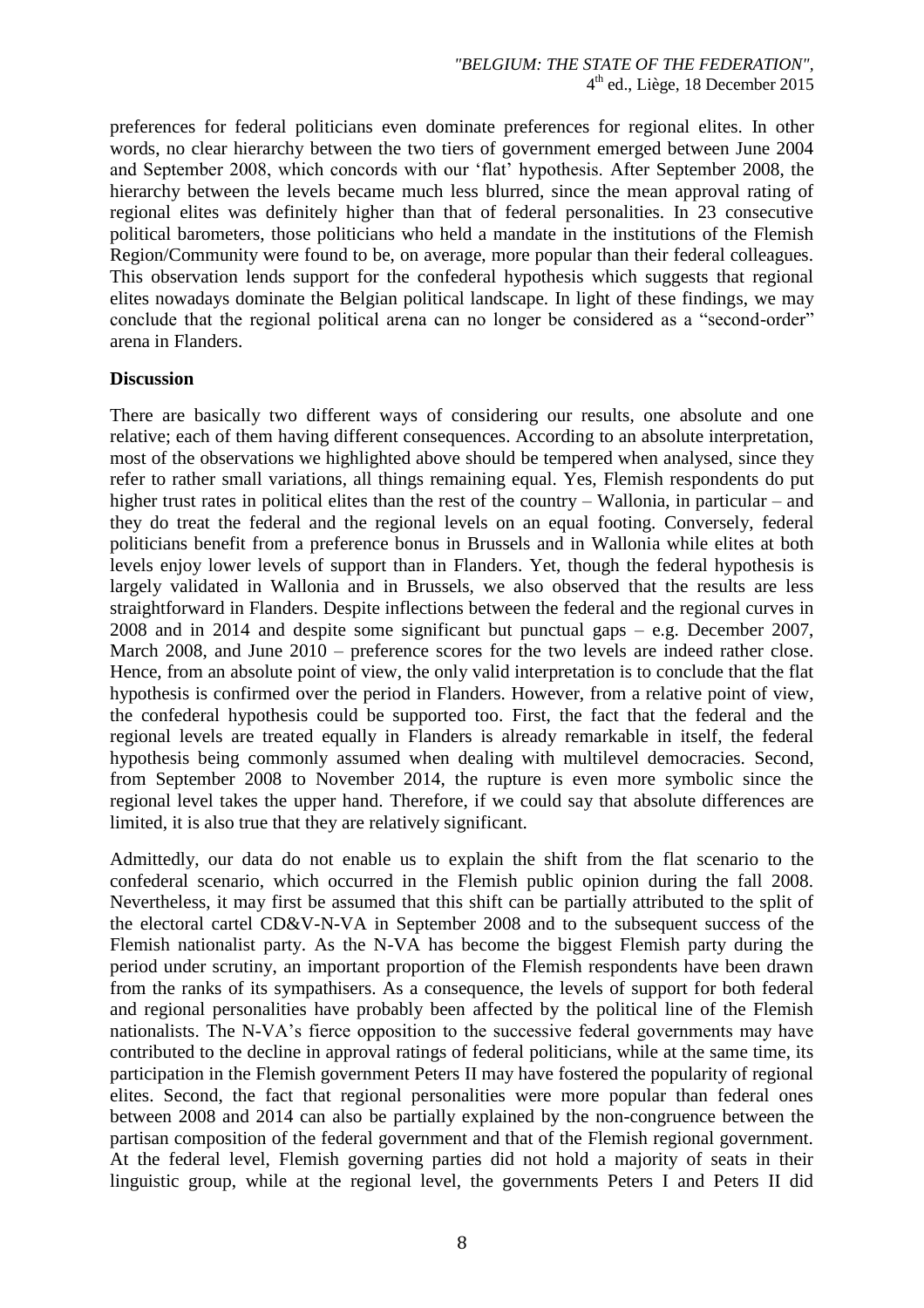preferences for federal politicians even dominate preferences for regional elites. In other words, no clear hierarchy between the two tiers of government emerged between June 2004 and September 2008, which concords with our 'flat' hypothesis. After September 2008, the hierarchy between the levels became much less blurred, since the mean approval rating of regional elites was definitely higher than that of federal personalities. In 23 consecutive political barometers, those politicians who held a mandate in the institutions of the Flemish Region/Community were found to be, on average, more popular than their federal colleagues. This observation lends support for the confederal hypothesis which suggests that regional elites nowadays dominate the Belgian political landscape. In light of these findings, we may conclude that the regional political arena can no longer be considered as a "second-order" arena in Flanders.

**Discussion**

There are basically two different ways of considering our results, one absolute and one relative; each of them having different consequences. According to an absolute interpretation, most of the observations we highlighted above should be tempered when analysed, since they refer to rather small variations, all things remaining equal. Yes, Flemish respondents do put higher trust rates in political elites than the rest of the country – Wallonia, in particular – and they do treat the federal and the regional levels on an equal footing. Conversely, federal politicians benefit from a preference bonus in Brussels and in Wallonia while elites at both levels enjoy lower levels of support than in Flanders. Yet, though the federal hypothesis is largely validated in Wallonia and in Brussels, we also observed that the results are less straightforward in Flanders. Despite inflections between the federal and the regional curves in 2008 and in 2014 and despite some significant but punctual gaps – e.g. December 2007, March 2008, and June 2010 – preference scores for the two levels are indeed rather close. Hence, from an absolute point of view, the only valid interpretation is to conclude that the flat hypothesis is confirmed over the period in Flanders. However, from a relative point of view, the confederal hypothesis could be supported too. First, the fact that the federal and the regional levels are treated equally in Flanders is already remarkable in itself, the federal hypothesis being commonly assumed when dealing with multilevel democracies. Second, from September 2008 to November 2014, the rupture is even more symbolic since the regional level takes the upper hand. Therefore, if we could say that absolute differences are limited, it is also true that they are relatively significant.

Admittedly, our data do not enable us to explain the shift from the flat scenario to the confederal scenario, which occurred in the Flemish public opinion during the fall 2008. Nevertheless, it may first be assumed that this shift can be partially attributed to the split of the electoral cartel CD&V-N-VA in September 2008 and to the subsequent success of the Flemish nationalist party. As the N-VA has become the biggest Flemish party during the period under scrutiny, an important proportion of the Flemish respondents have been drawn from the ranks of its sympathisers. As a consequence, the levels of support for both federal and regional personalities have probably been affected by the political line of the Flemish nationalists. The N-VA's fierce opposition to the successive federal governments may have contributed to the decline in approval ratings of federal politicians, while at the same time, its participation in the Flemish government Peters II may have fostered the popularity of regional elites. Second, the fact that regional personalities were more popular than federal ones between 2008 and 2014 can also be partially explained by the non-congruence between the partisan composition of the federal government and that of the Flemish regional government. At the federal level, Flemish governing parties did not hold a majority of seats in their linguistic group, while at the regional level, the governments Peters I and Peters II did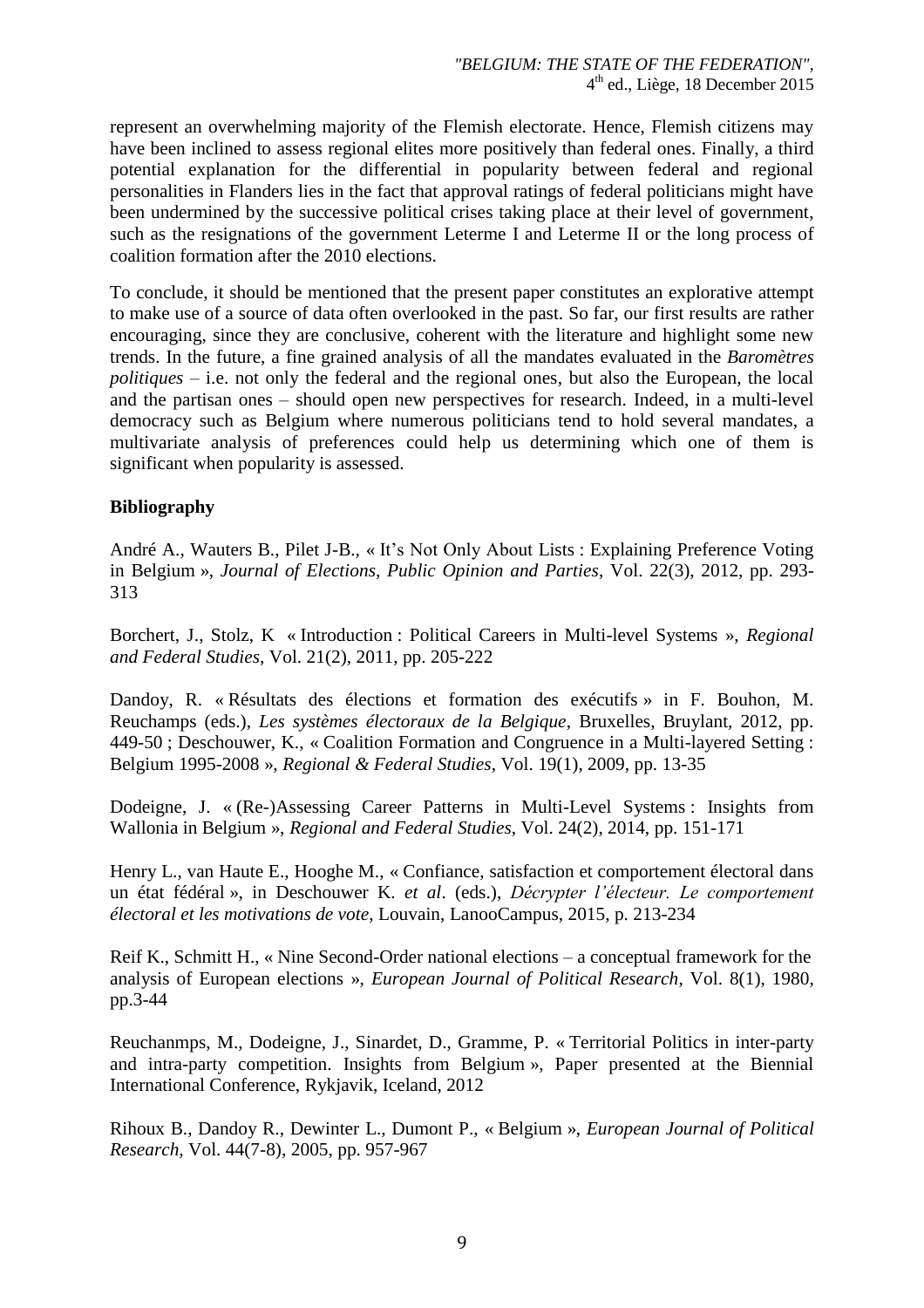represent an overwhelming majority of the Flemish electorate. Hence, Flemish citizens may have been inclined to assess regional elites more positively than federal ones. Finally, a third potential explanation for the differential in popularity between federal and regional personalities in Flanders lies in the fact that approval ratings of federal politicians might have been undermined by the successive political crises taking place at their level of government, such as the resignations of the government Leterme I and Leterme II or the long process of coalition formation after the 2010 elections.

To conclude, it should be mentioned that the present paper constitutes an explorative attempt to make use of a source of data often overlooked in the past. So far, our first results are rather encouraging, since they are conclusive, coherent with the literature and highlight some new trends. In the future, a fine grained analysis of all the mandates evaluated in the *Baromètres politiques* – i.e. not only the federal and the regional ones, but also the European, the local and the partisan ones – should open new perspectives for research. Indeed, in a multi-level democracy such as Belgium where numerous politicians tend to hold several mandates, a multivariate analysis of preferences could help us determining which one of them is significant when popularity is assessed.

**Bibliography**

André A., Wauters B., Pilet J-B., « It's Not Only About Lists : Explaining Preference Voting in Belgium », *Journal of Elections, Public Opinion and Parties*, Vol. 22(3), 2012, pp. 293-313

Borchert, J., Stolz, K « Introduction : Political Careers in Multi-level Systems », *Regional and Federal Studies*, Vol. 21(2), 2011, pp. 205-222

Dandoy, R. « Résultats des élections et formation des exécutifs » in F. Bouhon, M. Reuchamps (eds.), *Les systèmes électoraux de la Belgique*, Bruxelles, Bruylant, 2012, pp. 449-50 ; Deschouwer, K., « Coalition Formation and Congruence in a Multi-layered Setting : Belgium 1995-2008 », *Regional & Federal Studies*, Vol. 19(1), 2009, pp. 13-35

Dodeigne, J. « (Re-)Assessing Career Patterns in Multi-Level Systems : Insights from Wallonia in Belgium », *Regional and Federal Studies*, Vol. 24(2), 2014, pp. 151-171

Henry L., van Haute E., Hooghe M., « Confiance, satisfaction et comportement électoral dans un état fédéral », in Deschouwer K. *et al*. (eds.), *Décrypter l'électeur. Le comportement électoral et les motivations de vote*, Louvain, LanooCampus, 2015, p. 213-234

Reif K., Schmitt H., « Nine Second-Order national elections – a conceptual framework for the analysis of European elections », *European Journal of Political Research*, Vol. 8(1), 1980, pp.3-44

Reuchanmps, M., Dodeigne, J., Sinardet, D., Gramme, P. « Territorial Politics in inter-party and intra-party competition. Insights from Belgium », Paper presented at the Biennial International Conference, Rykjavik, Iceland, 2012

Rihoux B., Dandoy R., Dewinter L., Dumont P., « Belgium », *European Journal of Political Research*, Vol. 44(7-8), 2005, pp. 957-967